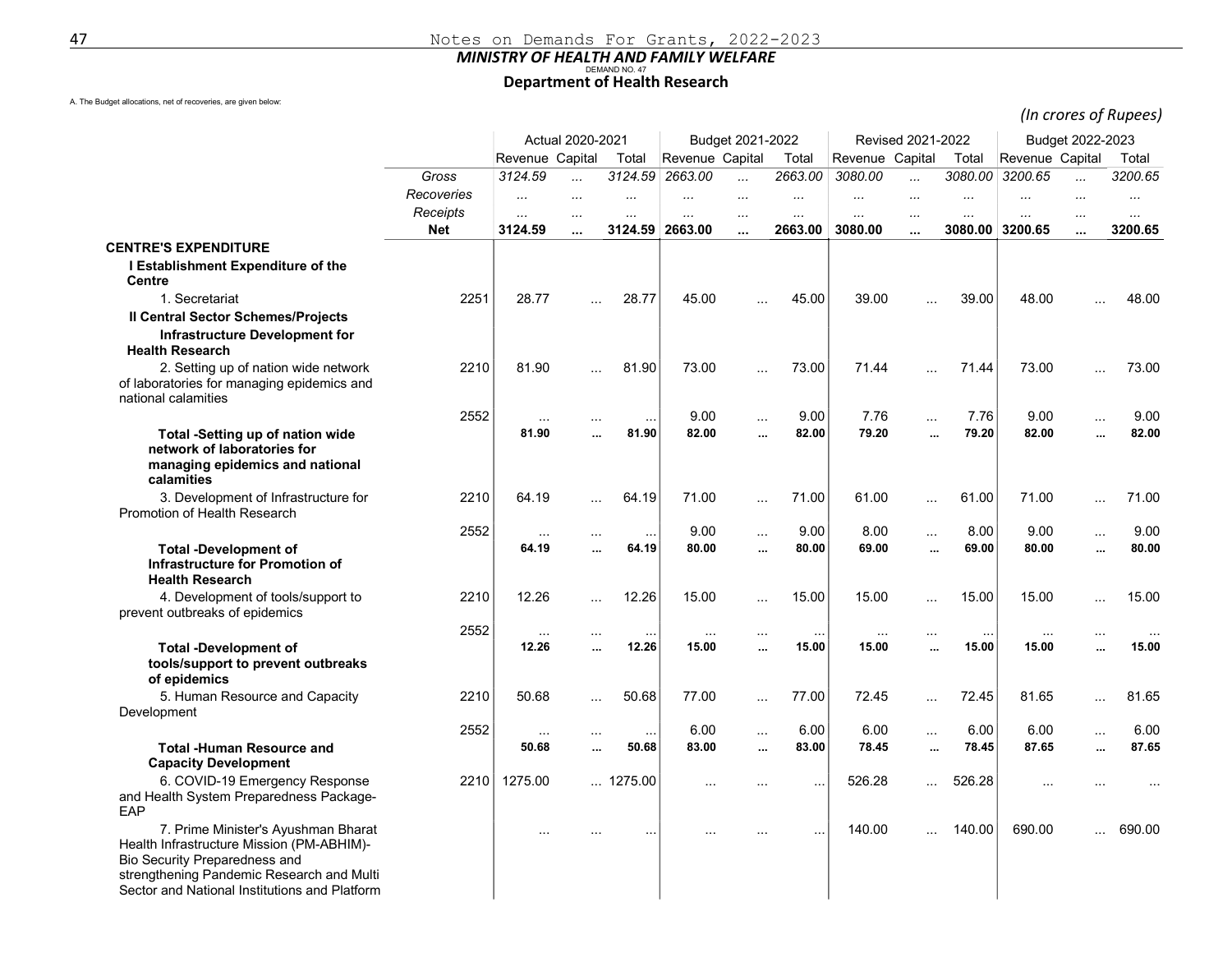# MINISTRY OF HEALTH AND FAMILY WELFARE

DEMAND NO. 47

## Department of Health Research

A. The Budget allocations, net of recoveries, are given below:

*(In crores of Rupees)*

| | | Actual 2020-2021 | | | Budget 2021-2022 | | | Revised 2021-2022 | | | Budget 2022-2023 | | |
|---|---|---|---|---|---|---|---|---|---|---|---|---|---|
| | | Revenue | Capital | Total | Revenue | Capital | Total | Revenue | Capital | Total | Revenue | Capital | Total |
| | *Gross* | *3124.59* | *...* | *3124.59* | *2663.00* | *...* | *2663.00* | *3080.00* | *...* | *3080.00* | *3200.65* | *...* | *3200.65* |
| | *Recoveries* | *...* | *...* | *...* | *...* | *...* | *...* | *...* | *...* | *...* | *...* | *...* | *...* |
| | *Receipts* | *...* | *...* | *...* | *...* | *...* | *...* | *...* | *...* | *...* | *...* | *...* | *...* |
| | **Net** | **3124.59** | **...** | **3124.59** | **2663.00** | **...** | **2663.00** | **3080.00** | **...** | **3080.00** | **3200.65** | **...** | **3200.65** |
| **CENTRE'S EXPENDITURE** | | | | | | | | | | | | | |
| **I Establishment Expenditure of the Centre** | | | | | | | | | | | | | |
| 1. Secretariat | 2251 | 28.77 | ... | 28.77 | 45.00 | ... | 45.00 | 39.00 | ... | 39.00 | 48.00 | ... | 48.00 |
| **II Central Sector Schemes/Projects** | | | | | | | | | | | | | |
| **Infrastructure Development for Health Research** | | | | | | | | | | | | | |
| 2. Setting up of nation wide network of laboratories for managing epidemics and national calamities | 2210 | 81.90 | ... | 81.90 | 73.00 | ... | 73.00 | 71.44 | ... | 71.44 | 73.00 | ... | 73.00 |
| | 2552 | ... | ... | ... | 9.00 | ... | 9.00 | 7.76 | ... | 7.76 | 9.00 | ... | 9.00 |
| **Total -Setting up of nation wide network of laboratories for managing epidemics and national calamities** | | **81.90** | **...** | **81.90** | **82.00** | **...** | **82.00** | **79.20** | **...** | **79.20** | **82.00** | **...** | **82.00** |
| 3. Development of Infrastructure for Promotion of Health Research | 2210 | 64.19 | ... | 64.19 | 71.00 | ... | 71.00 | 61.00 | ... | 61.00 | 71.00 | ... | 71.00 |
| | 2552 | ... | ... | ... | 9.00 | ... | 9.00 | 8.00 | ... | 8.00 | 9.00 | ... | 9.00 |
| **Total -Development of Infrastructure for Promotion of Health Research** | | **64.19** | **...** | **64.19** | **80.00** | **...** | **80.00** | **69.00** | **...** | **69.00** | **80.00** | **...** | **80.00** |
| 4. Development of tools/support to prevent outbreaks of epidemics | 2210 | 12.26 | ... | 12.26 | 15.00 | ... | 15.00 | 15.00 | ... | 15.00 | 15.00 | ... | 15.00 |
| | 2552 | ... | ... | ... | ... | ... | ... | ... | ... | ... | ... | ... | ... |
| **Total -Development of tools/support to prevent outbreaks of epidemics** | | **12.26** | **...** | **12.26** | **15.00** | **...** | **15.00** | **15.00** | **...** | **15.00** | **15.00** | **...** | **15.00** |
| 5. Human Resource and Capacity Development | 2210 | 50.68 | ... | 50.68 | 77.00 | ... | 77.00 | 72.45 | ... | 72.45 | 81.65 | ... | 81.65 |
| | 2552 | ... | ... | ... | 6.00 | ... | 6.00 | 6.00 | ... | 6.00 | 6.00 | ... | 6.00 |
| **Total -Human Resource and Capacity Development** | | **50.68** | **...** | **50.68** | **83.00** | **...** | **83.00** | **78.45** | **...** | **78.45** | **87.65** | **...** | **87.65** |
| 6. COVID-19 Emergency Response and Health System Preparedness Package-EAP | 2210 | 1275.00 | ... | 1275.00 | ... | ... | ... | 526.28 | ... | 526.28 | ... | ... | ... |
| 7. Prime Minister's Ayushman Bharat Health Infrastructure Mission (PM-ABHIM)-Bio Security Preparedness and strengthening Pandemic Research and Multi Sector and National Institutions and Platform | | ... | ... | ... | ... | ... | ... | 140.00 | ... | 140.00 | 690.00 | ... | 690.00 |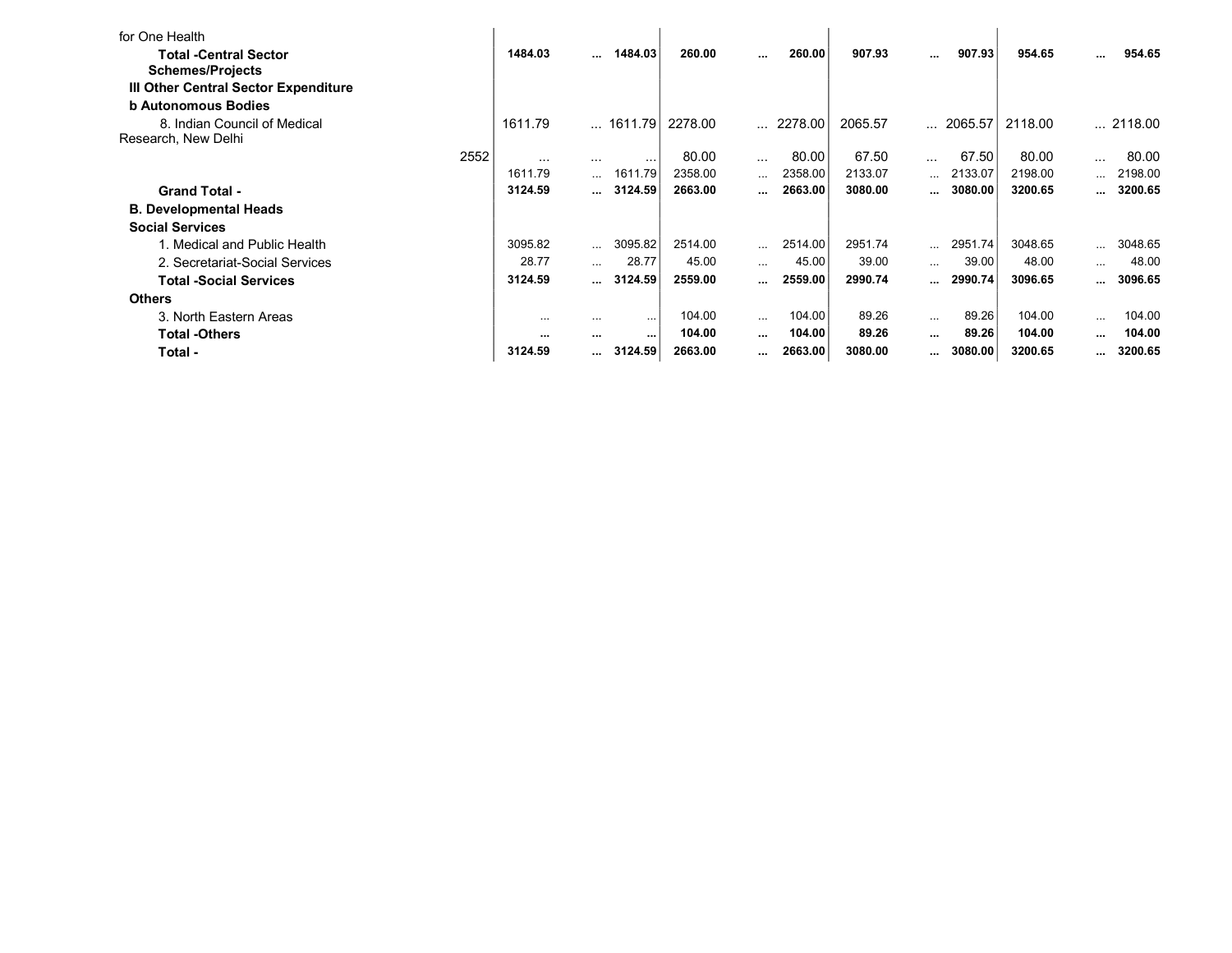| | | | | | | | | | | | | | |
|---|---|---|---|---|---|---|---|---|---|---|---|---|---|
| for One Health | | | | | | | | | | | | | |
| **Total -Central Sector Schemes/Projects** | | **1484.03** | **...** | **1484.03** | **260.00** | **...** | **260.00** | **907.93** | **...** | **907.93** | **954.65** | **...** | **954.65** |
| **III Other Central Sector Expenditure** | | | | | | | | | | | | | |
| **b Autonomous Bodies** | | | | | | | | | | | | | |
| 8. Indian Council of Medical Research, New Delhi | | 1611.79 | ... | 1611.79 | 2278.00 | ... | 2278.00 | 2065.57 | ... | 2065.57 | 2118.00 | ... | 2118.00 |
| | 2552 | ... | ... | ... | 80.00 | ... | 80.00 | 67.50 | ... | 67.50 | 80.00 | ... | 80.00 |
| | | 1611.79 | ... | 1611.79 | 2358.00 | ... | 2358.00 | 2133.07 | ... | 2133.07 | 2198.00 | ... | 2198.00 |
| **Grand Total -** | | **3124.59** | **...** | **3124.59** | **2663.00** | **...** | **2663.00** | **3080.00** | **...** | **3080.00** | **3200.65** | **...** | **3200.65** |
| **B. Developmental Heads** | | | | | | | | | | | | | |
| **Social Services** | | | | | | | | | | | | | |
| 1. Medical and Public Health | | 3095.82 | ... | 3095.82 | 2514.00 | ... | 2514.00 | 2951.74 | ... | 2951.74 | 3048.65 | ... | 3048.65 |
| 2. Secretariat-Social Services | | 28.77 | ... | 28.77 | 45.00 | ... | 45.00 | 39.00 | ... | 39.00 | 48.00 | ... | 48.00 |
| **Total -Social Services** | | **3124.59** | **...** | **3124.59** | **2559.00** | **...** | **2559.00** | **2990.74** | **...** | **2990.74** | **3096.65** | **...** | **3096.65** |
| **Others** | | | | | | | | | | | | | |
| 3. North Eastern Areas | | ... | ... | ... | 104.00 | ... | 104.00 | 89.26 | ... | 89.26 | 104.00 | ... | 104.00 |
| **Total -Others** | | **...** | **...** | **...** | **104.00** | **...** | **104.00** | **89.26** | **...** | **89.26** | **104.00** | **...** | **104.00** |
| **Total -** | | **3124.59** | **...** | **3124.59** | **2663.00** | **...** | **2663.00** | **3080.00** | **...** | **3080.00** | **3200.65** | **...** | **3200.65** |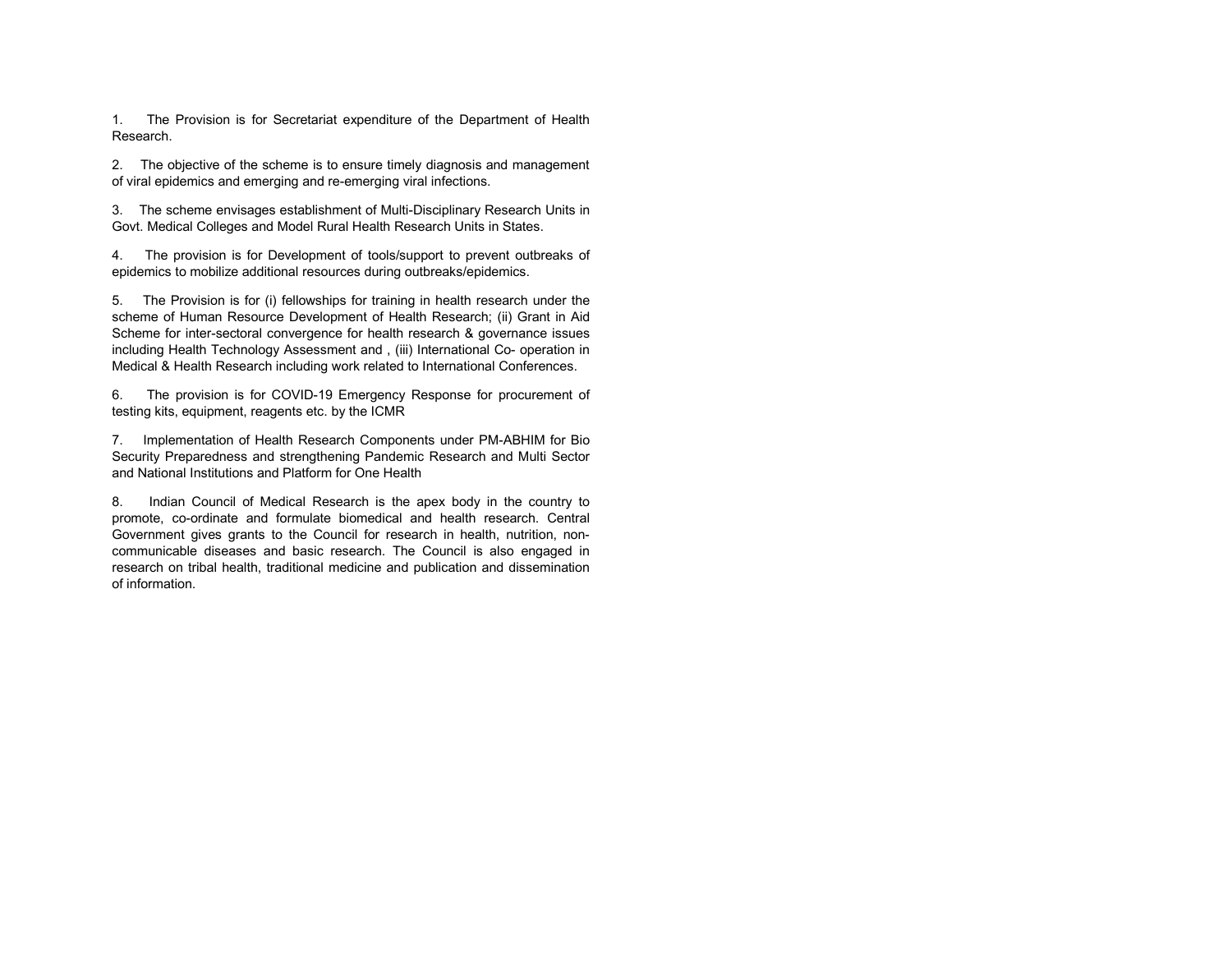1. The Provision is for Secretariat expenditure of the Department of Health Research.

2. The objective of the scheme is to ensure timely diagnosis and management of viral epidemics and emerging and re-emerging viral infections.

3. The scheme envisages establishment of Multi-Disciplinary Research Units in Govt. Medical Colleges and Model Rural Health Research Units in States.

4. The provision is for Development of tools/support to prevent outbreaks of epidemics to mobilize additional resources during outbreaks/epidemics.

5. The Provision is for (i) fellowships for training in health research under the scheme of Human Resource Development of Health Research; (ii) Grant in Aid Scheme for inter-sectoral convergence for health research & governance issues including Health Technology Assessment and , (iii) International Co- operation in Medical & Health Research including work related to International Conferences.

6. The provision is for COVID-19 Emergency Response for procurement of testing kits, equipment, reagents etc. by the ICMR

7. Implementation of Health Research Components under PM-ABHIM for Bio Security Preparedness and strengthening Pandemic Research and Multi Sector and National Institutions and Platform for One Health

8. Indian Council of Medical Research is the apex body in the country to promote, co-ordinate and formulate biomedical and health research. Central Government gives grants to the Council for research in health, nutrition, non-communicable diseases and basic research. The Council is also engaged in research on tribal health, traditional medicine and publication and dissemination of information.